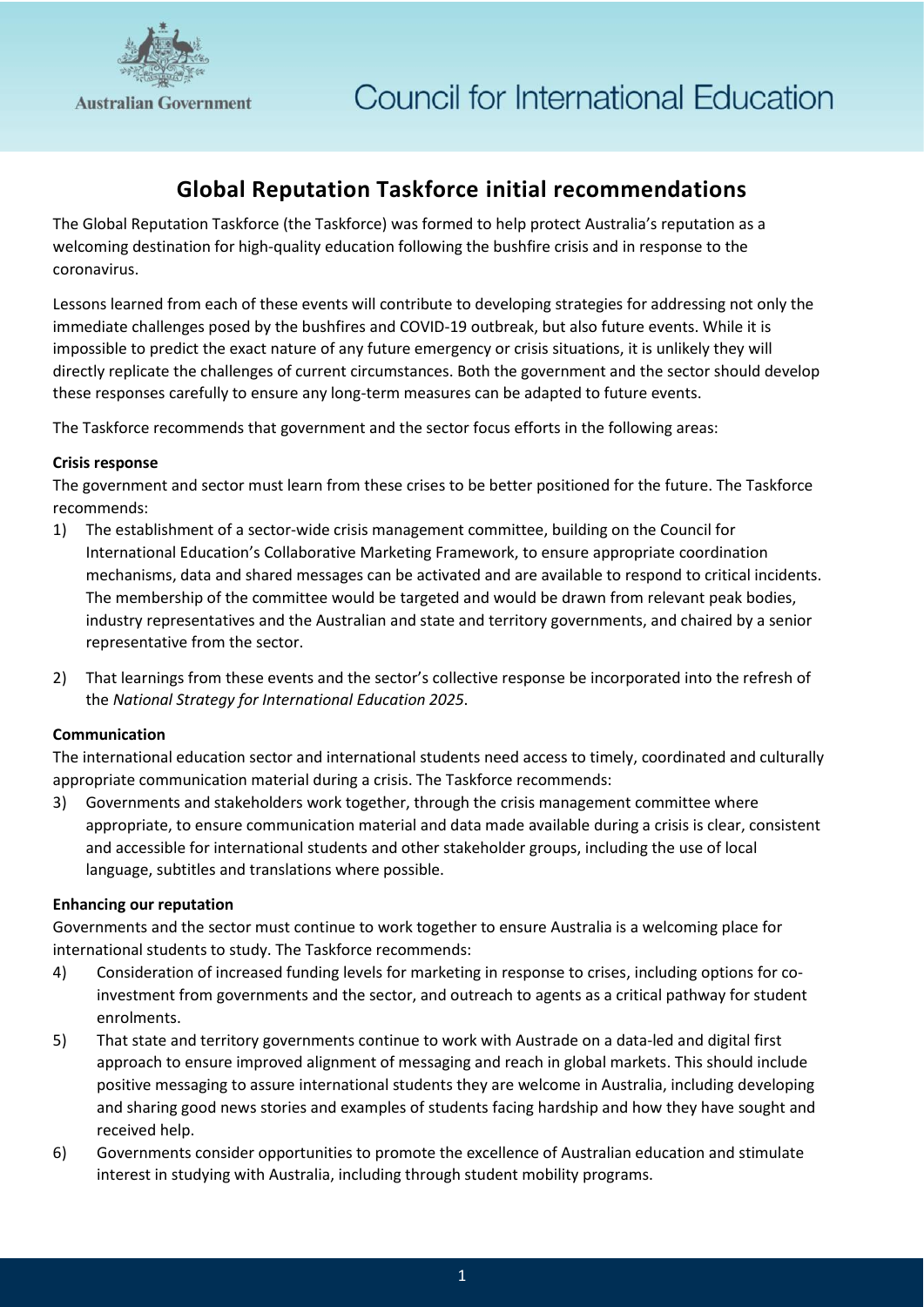Australian Government

Council for International Education

# Global Reputation Taskforce initial recommendations

The Global Reputation Taskforce (the Taskforce) was formed to help protect Australia's reputation as a welcoming destination for high-quality education following the bushfire crisis and in response to the coronavirus.

Lessons learned from each of these events will contribute to developing strategies for addressing not only the immediate challenges posed by the bushfires and COVID-19 outbreak, but also future events. While it is impossible to predict the exact nature of any future emergency or crisis situations, it is unlikely they will directly replicate the challenges of current circumstances. Both the government and the sector should develop these responses carefully to ensure any long-term measures can be adapted to future events.

The Taskforce recommends that government and the sector focus efforts in the following areas:

**Crisis response**

The government and sector must learn from these crises to be better positioned for the future. The Taskforce recommends:

1) The establishment of a sector-wide crisis management committee, building on the Council for International Education's Collaborative Marketing Framework, to ensure appropriate coordination mechanisms, data and shared messages can be activated and are available to respond to critical incidents. The membership of the committee would be targeted and would be drawn from relevant peak bodies, industry representatives and the Australian and state and territory governments, and chaired by a senior representative from the sector.
2) That learnings from these events and the sector's collective response be incorporated into the refresh of the *National Strategy for International Education 2025*.

**Communication**

The international education sector and international students need access to timely, coordinated and culturally appropriate communication material during a crisis. The Taskforce recommends:

3) Governments and stakeholders work together, through the crisis management committee where appropriate, to ensure communication material and data made available during a crisis is clear, consistent and accessible for international students and other stakeholder groups, including the use of local language, subtitles and translations where possible.

**Enhancing our reputation**

Governments and the sector must continue to work together to ensure Australia is a welcoming place for international students to study. The Taskforce recommends:

4) Consideration of increased funding levels for marketing in response to crises, including options for co-investment from governments and the sector, and outreach to agents as a critical pathway for student enrolments.
5) That state and territory governments continue to work with Austrade on a data-led and digital first approach to ensure improved alignment of messaging and reach in global markets. This should include positive messaging to assure international students they are welcome in Australia, including developing and sharing good news stories and examples of students facing hardship and how they have sought and received help.
6) Governments consider opportunities to promote the excellence of Australian education and stimulate interest in studying with Australia, including through student mobility programs.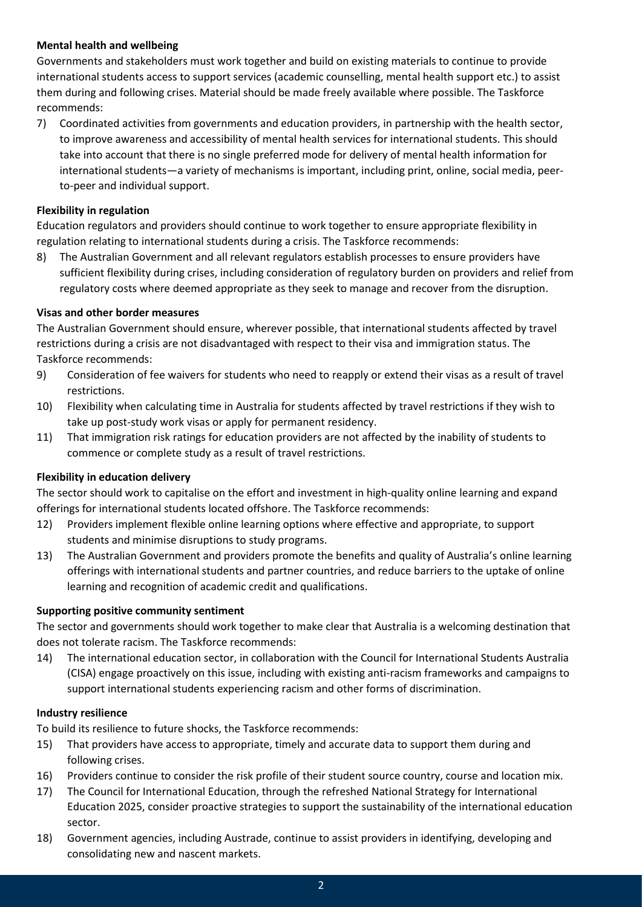**Mental health and wellbeing**

Governments and stakeholders must work together and build on existing materials to continue to provide international students access to support services (academic counselling, mental health support etc.) to assist them during and following crises. Material should be made freely available where possible. The Taskforce recommends:

7) Coordinated activities from governments and education providers, in partnership with the health sector, to improve awareness and accessibility of mental health services for international students. This should take into account that there is no single preferred mode for delivery of mental health information for international students—a variety of mechanisms is important, including print, online, social media, peer-to-peer and individual support.

**Flexibility in regulation**

Education regulators and providers should continue to work together to ensure appropriate flexibility in regulation relating to international students during a crisis. The Taskforce recommends:

8) The Australian Government and all relevant regulators establish processes to ensure providers have sufficient flexibility during crises, including consideration of regulatory burden on providers and relief from regulatory costs where deemed appropriate as they seek to manage and recover from the disruption.

**Visas and other border measures**

The Australian Government should ensure, wherever possible, that international students affected by travel restrictions during a crisis are not disadvantaged with respect to their visa and immigration status. The Taskforce recommends:

9) Consideration of fee waivers for students who need to reapply or extend their visas as a result of travel restrictions.
10) Flexibility when calculating time in Australia for students affected by travel restrictions if they wish to take up post-study work visas or apply for permanent residency.
11) That immigration risk ratings for education providers are not affected by the inability of students to commence or complete study as a result of travel restrictions.

**Flexibility in education delivery**

The sector should work to capitalise on the effort and investment in high-quality online learning and expand offerings for international students located offshore. The Taskforce recommends:

12) Providers implement flexible online learning options where effective and appropriate, to support students and minimise disruptions to study programs.
13) The Australian Government and providers promote the benefits and quality of Australia's online learning offerings with international students and partner countries, and reduce barriers to the uptake of online learning and recognition of academic credit and qualifications.

**Supporting positive community sentiment**

The sector and governments should work together to make clear that Australia is a welcoming destination that does not tolerate racism. The Taskforce recommends:

14) The international education sector, in collaboration with the Council for International Students Australia (CISA) engage proactively on this issue, including with existing anti-racism frameworks and campaigns to support international students experiencing racism and other forms of discrimination.

**Industry resilience**

To build its resilience to future shocks, the Taskforce recommends:

15) That providers have access to appropriate, timely and accurate data to support them during and following crises.
16) Providers continue to consider the risk profile of their student source country, course and location mix.
17) The Council for International Education, through the refreshed National Strategy for International Education 2025, consider proactive strategies to support the sustainability of the international education sector.
18) Government agencies, including Austrade, continue to assist providers in identifying, developing and consolidating new and nascent markets.